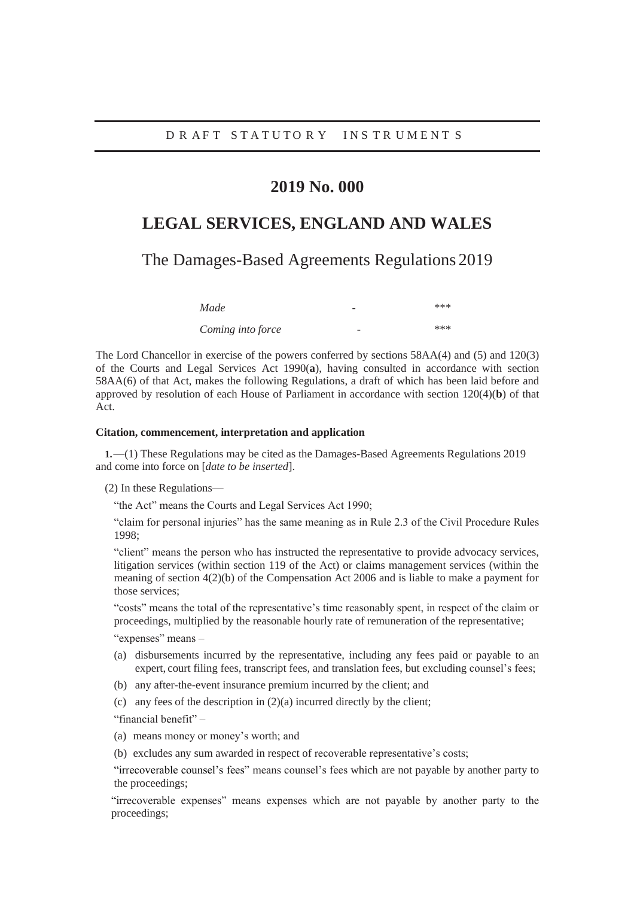DRAFT STATUTORY INSTRUMENTS

# 2019 No. 000

# LEGAL SERVICES, ENGLAND AND WALES

## The Damages-Based Agreements Regulations 2019

| | | |
|---|---|---|
| *Made* | - | *** |
| *Coming into force* | - | *** |

The Lord Chancellor in exercise of the powers conferred by sections 58AA(4) and (5) and 120(3) of the Courts and Legal Services Act 1990(**a**), having consulted in accordance with section 58AA(6) of that Act, makes the following Regulations, a draft of which has been laid before and approved by resolution of each House of Parliament in accordance with section 120(4)(**b**) of that Act.

### Citation, commencement, interpretation and application

**1.**—(1) These Regulations may be cited as the Damages-Based Agreements Regulations 2019 and come into force on [*date to be inserted*].

(2) In these Regulations—

"the Act" means the Courts and Legal Services Act 1990;

"claim for personal injuries" has the same meaning as in Rule 2.3 of the Civil Procedure Rules 1998;

"client" means the person who has instructed the representative to provide advocacy services, litigation services (within section 119 of the Act) or claims management services (within the meaning of section 4(2)(b) of the Compensation Act 2006 and is liable to make a payment for those services;

"costs" means the total of the representative's time reasonably spent, in respect of the claim or proceedings, multiplied by the reasonable hourly rate of remuneration of the representative;

"expenses" means –

(a) disbursements incurred by the representative, including any fees paid or payable to an expert, court filing fees, transcript fees, and translation fees, but excluding counsel's fees;

(b) any after-the-event insurance premium incurred by the client; and

(c) any fees of the description in (2)(a) incurred directly by the client;

"financial benefit" –

(a) means money or money's worth; and

(b) excludes any sum awarded in respect of recoverable representative's costs;

"irrecoverable counsel's fees" means counsel's fees which are not payable by another party to the proceedings;

"irrecoverable expenses" means expenses which are not payable by another party to the proceedings;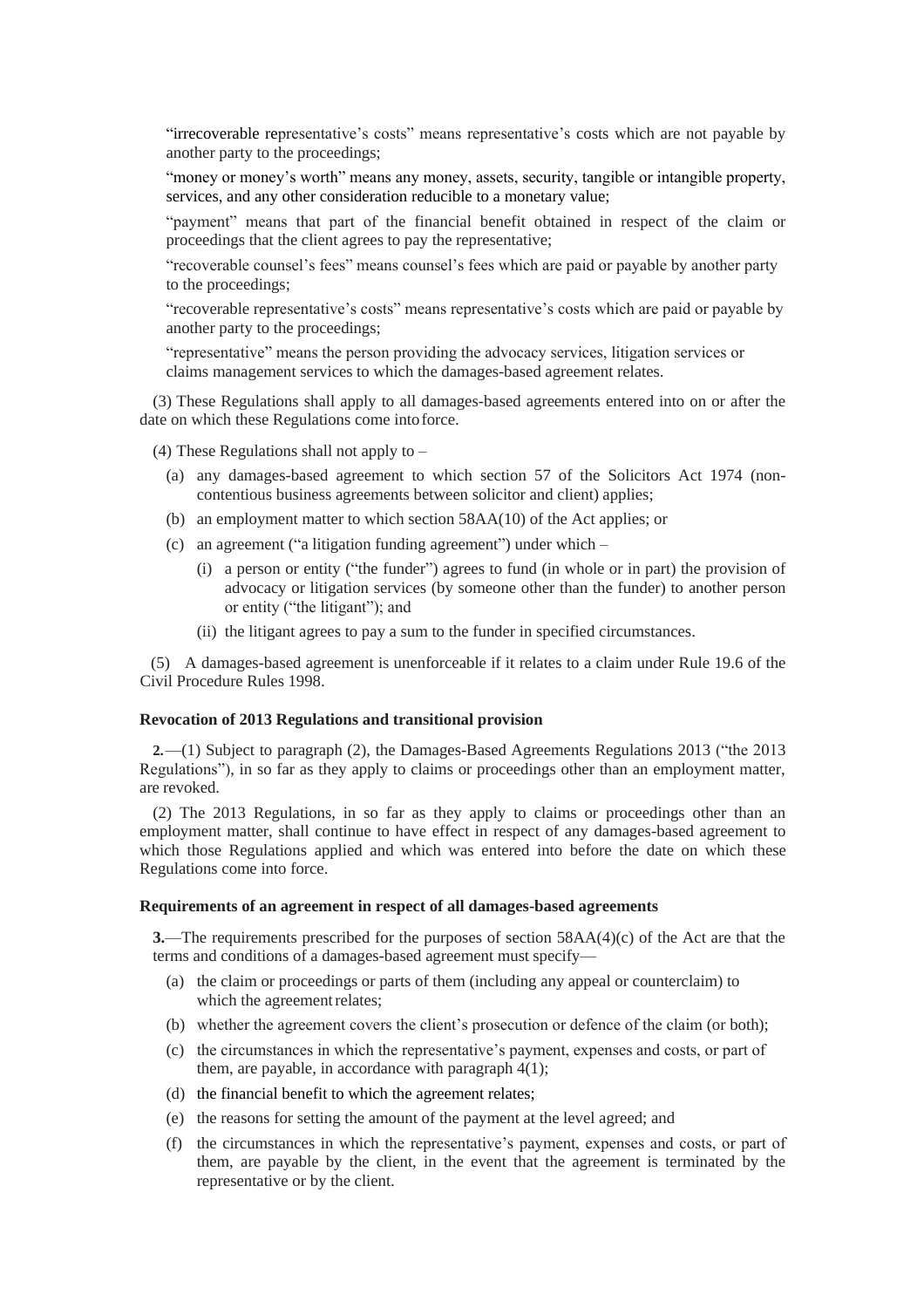"irrecoverable representative's costs" means representative's costs which are not payable by another party to the proceedings;

"money or money's worth" means any money, assets, security, tangible or intangible property, services, and any other consideration reducible to a monetary value;

"payment" means that part of the financial benefit obtained in respect of the claim or proceedings that the client agrees to pay the representative;

"recoverable counsel's fees" means counsel's fees which are paid or payable by another party to the proceedings;

"recoverable representative's costs" means representative's costs which are paid or payable by another party to the proceedings;

"representative" means the person providing the advocacy services, litigation services or claims management services to which the damages-based agreement relates.

(3) These Regulations shall apply to all damages-based agreements entered into on or after the date on which these Regulations come into force.

(4) These Regulations shall not apply to –

- (a) any damages-based agreement to which section 57 of the Solicitors Act 1974 (non-contentious business agreements between solicitor and client) applies;
- (b) an employment matter to which section 58AA(10) of the Act applies; or
- (c) an agreement ("a litigation funding agreement") under which –
  - (i) a person or entity ("the funder") agrees to fund (in whole or in part) the provision of advocacy or litigation services (by someone other than the funder) to another person or entity ("the litigant"); and
  - (ii) the litigant agrees to pay a sum to the funder in specified circumstances.

(5) A damages-based agreement is unenforceable if it relates to a claim under Rule 19.6 of the Civil Procedure Rules 1998.

**Revocation of 2013 Regulations and transitional provision**

**2.**—(1) Subject to paragraph (2), the Damages-Based Agreements Regulations 2013 ("the 2013 Regulations"), in so far as they apply to claims or proceedings other than an employment matter, are revoked.

(2) The 2013 Regulations, in so far as they apply to claims or proceedings other than an employment matter, shall continue to have effect in respect of any damages-based agreement to which those Regulations applied and which was entered into before the date on which these Regulations come into force.

**Requirements of an agreement in respect of all damages-based agreements**

**3.**—The requirements prescribed for the purposes of section 58AA(4)(c) of the Act are that the terms and conditions of a damages-based agreement must specify—

- (a) the claim or proceedings or parts of them (including any appeal or counterclaim) to which the agreement relates;
- (b) whether the agreement covers the client's prosecution or defence of the claim (or both);
- (c) the circumstances in which the representative's payment, expenses and costs, or part of them, are payable, in accordance with paragraph 4(1);
- (d) the financial benefit to which the agreement relates;
- (e) the reasons for setting the amount of the payment at the level agreed; and
- (f) the circumstances in which the representative's payment, expenses and costs, or part of them, are payable by the client, in the event that the agreement is terminated by the representative or by the client.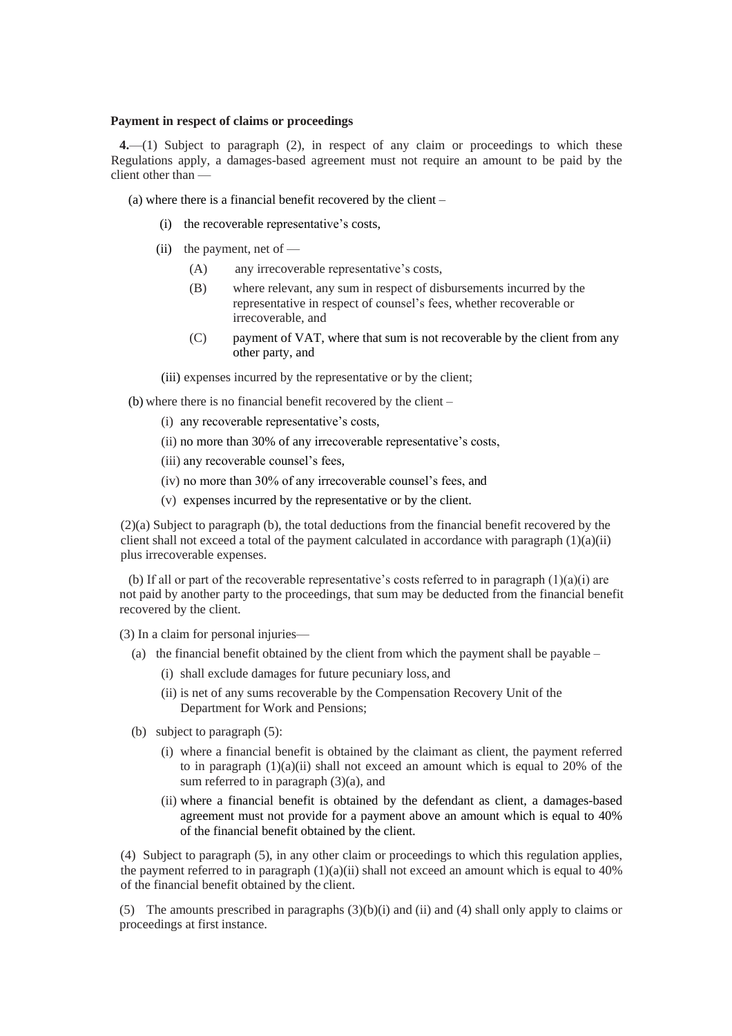**Payment in respect of claims or proceedings**

**4.**—(1) Subject to paragraph (2), in respect of any claim or proceedings to which these Regulations apply, a damages-based agreement must not require an amount to be paid by the client other than —

(a) where there is a financial benefit recovered by the client –

- (i) the recoverable representative's costs,
- (ii) the payment, net of —
  - (A) any irrecoverable representative's costs,
  - (B) where relevant, any sum in respect of disbursements incurred by the representative in respect of counsel's fees, whether recoverable or irrecoverable, and
  - (C) payment of VAT, where that sum is not recoverable by the client from any other party, and
- (iii) expenses incurred by the representative or by the client;

(b) where there is no financial benefit recovered by the client –

- (i) any recoverable representative's costs,
- (ii) no more than 30% of any irrecoverable representative's costs,
- (iii) any recoverable counsel's fees,
- (iv) no more than 30% of any irrecoverable counsel's fees, and
- (v) expenses incurred by the representative or by the client.

(2)(a) Subject to paragraph (b), the total deductions from the financial benefit recovered by the client shall not exceed a total of the payment calculated in accordance with paragraph (1)(a)(ii) plus irrecoverable expenses.

(b) If all or part of the recoverable representative's costs referred to in paragraph (1)(a)(i) are not paid by another party to the proceedings, that sum may be deducted from the financial benefit recovered by the client.

(3) In a claim for personal injuries—

(a) the financial benefit obtained by the client from which the payment shall be payable –

- (i) shall exclude damages for future pecuniary loss, and
- (ii) is net of any sums recoverable by the Compensation Recovery Unit of the Department for Work and Pensions;

(b) subject to paragraph (5):

- (i) where a financial benefit is obtained by the claimant as client, the payment referred to in paragraph (1)(a)(ii) shall not exceed an amount which is equal to 20% of the sum referred to in paragraph (3)(a), and
- (ii) where a financial benefit is obtained by the defendant as client, a damages-based agreement must not provide for a payment above an amount which is equal to 40% of the financial benefit obtained by the client.

(4) Subject to paragraph (5), in any other claim or proceedings to which this regulation applies, the payment referred to in paragraph (1)(a)(ii) shall not exceed an amount which is equal to 40% of the financial benefit obtained by the client.

(5) The amounts prescribed in paragraphs (3)(b)(i) and (ii) and (4) shall only apply to claims or proceedings at first instance.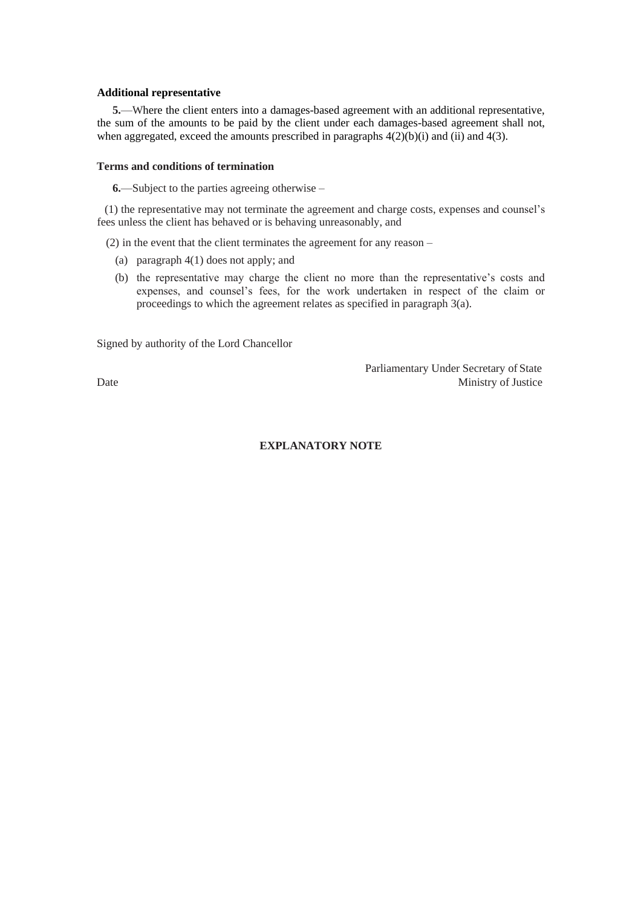**Additional representative**

**5.**—Where the client enters into a damages-based agreement with an additional representative, the sum of the amounts to be paid by the client under each damages-based agreement shall not, when aggregated, exceed the amounts prescribed in paragraphs 4(2)(b)(i) and (ii) and 4(3).

**Terms and conditions of termination**

**6.**—Subject to the parties agreeing otherwise –

(1) the representative may not terminate the agreement and charge costs, expenses and counsel's fees unless the client has behaved or is behaving unreasonably, and

(2) in the event that the client terminates the agreement for any reason –

(a) paragraph 4(1) does not apply; and

(b) the representative may charge the client no more than the representative's costs and expenses, and counsel's fees, for the work undertaken in respect of the claim or proceedings to which the agreement relates as specified in paragraph 3(a).

Signed by authority of the Lord Chancellor

Parliamentary Under Secretary of State
Date Ministry of Justice

**EXPLANATORY NOTE**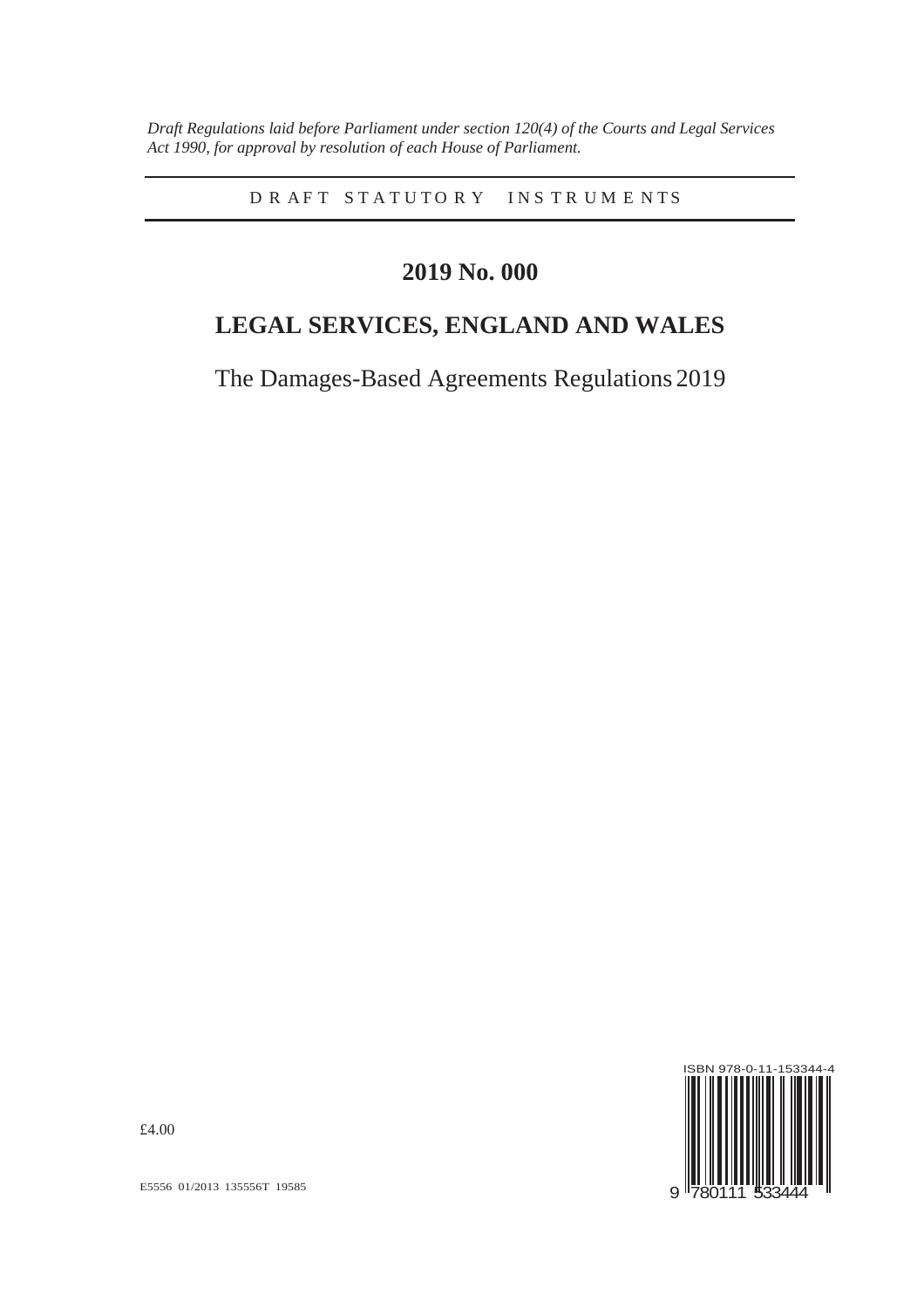*Draft Regulations laid before Parliament under section 120(4) of the Courts and Legal Services Act 1990, for approval by resolution of each House of Parliament.*

DRAFT STATUTORY INSTRUMENTS

# 2019 No. 000

# LEGAL SERVICES, ENGLAND AND WALES

## The Damages-Based Agreements Regulations 2019

ISBN 978-0-11-153344-4

£4.00

E5556 01/2013 135556T 19585